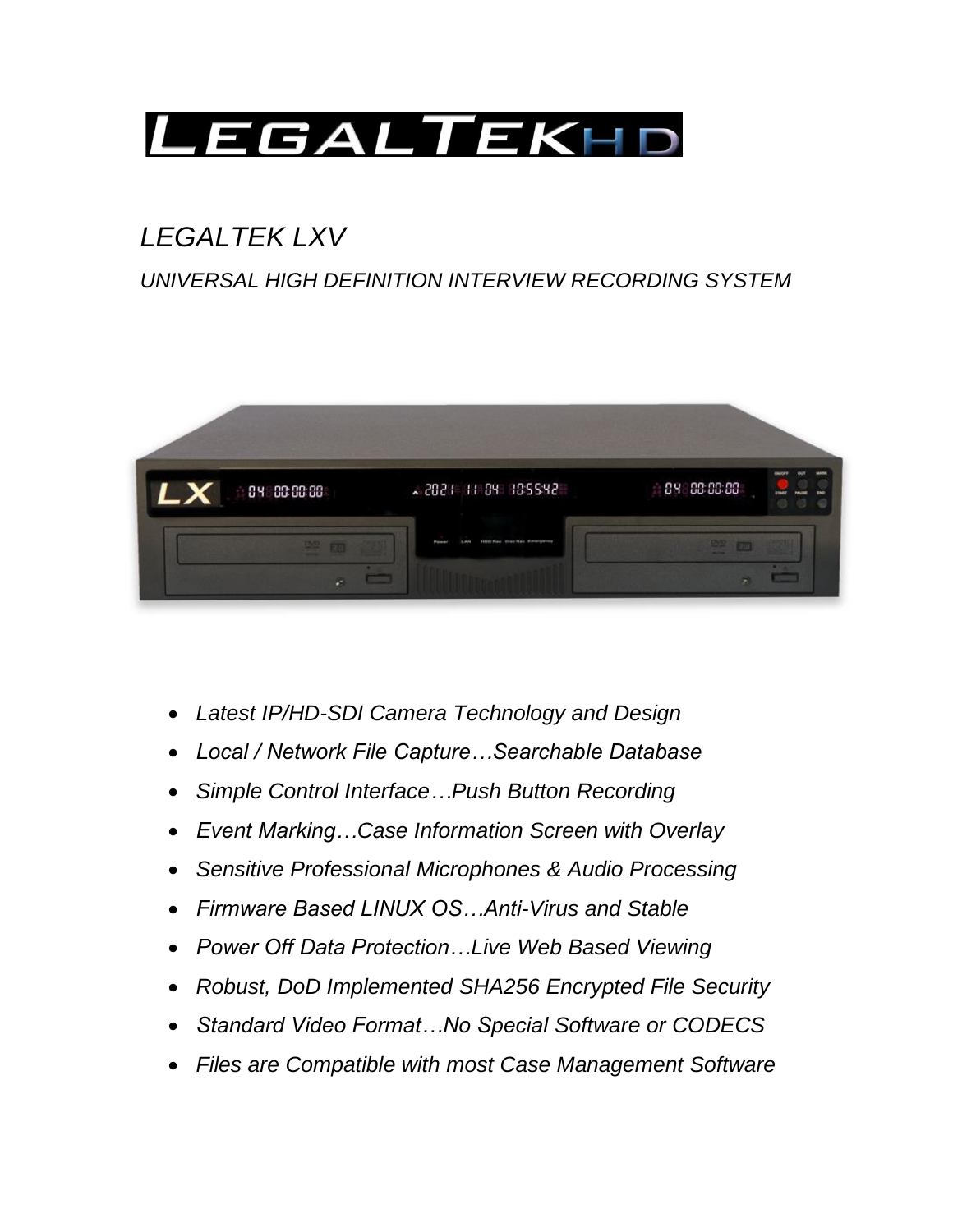# LEGALTEKHD

## *LEGALTEK LXV*

*UNIVERSAL HIGH DEFINITION INTERVIEW RECORDING SYSTEM*

- *Latest IP/HD-SDI Camera Technology and Design*
- *Local / Network File Capture…Searchable Database*
- *Simple Control Interface…Push Button Recording*
- *Event Marking…Case Information Screen with Overlay*
- *Sensitive Professional Microphones & Audio Processing*
- *Firmware Based LINUX OS…Anti-Virus and Stable*
- *Power Off Data Protection…Live Web Based Viewing*
- *Robust, DoD Implemented SHA256 Encrypted File Security*
- *Standard Video Format…No Special Software or CODECS*
- *Files are Compatible with most Case Management Software*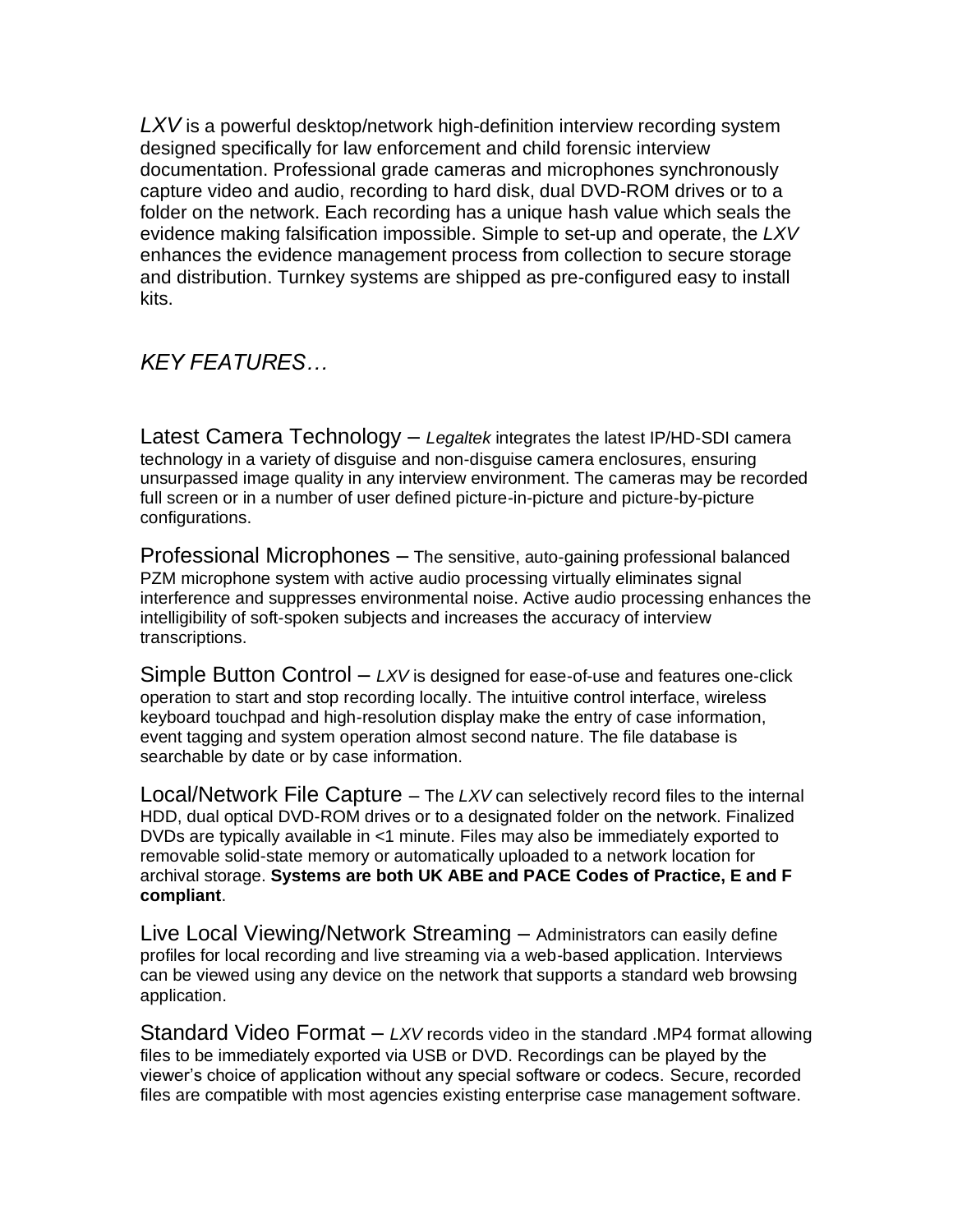*LXV* is a powerful desktop/network high-definition interview recording system designed specifically for law enforcement and child forensic interview documentation. Professional grade cameras and microphones synchronously capture video and audio, recording to hard disk, dual DVD-ROM drives or to a folder on the network. Each recording has a unique hash value which seals the evidence making falsification impossible. Simple to set-up and operate, the *LXV* enhances the evidence management process from collection to secure storage and distribution. Turnkey systems are shipped as pre-configured easy to install kits.

## *KEY FEATURES…*

Latest Camera Technology – *Legaltek* integrates the latest IP/HD-SDI camera technology in a variety of disguise and non-disguise camera enclosures, ensuring unsurpassed image quality in any interview environment. The cameras may be recorded full screen or in a number of user defined picture-in-picture and picture-by-picture configurations.

Professional Microphones – The sensitive, auto-gaining professional balanced PZM microphone system with active audio processing virtually eliminates signal interference and suppresses environmental noise. Active audio processing enhances the intelligibility of soft-spoken subjects and increases the accuracy of interview transcriptions.

Simple Button Control – *LXV* is designed for ease-of-use and features one-click operation to start and stop recording locally. The intuitive control interface, wireless keyboard touchpad and high-resolution display make the entry of case information, event tagging and system operation almost second nature. The file database is searchable by date or by case information.

Local/Network File Capture – The *LXV* can selectively record files to the internal HDD, dual optical DVD-ROM drives or to a designated folder on the network. Finalized DVDs are typically available in <1 minute. Files may also be immediately exported to removable solid-state memory or automatically uploaded to a network location for archival storage. **Systems are both UK ABE and PACE Codes of Practice, E and F compliant**.

Live Local Viewing/Network Streaming – Administrators can easily define profiles for local recording and live streaming via a web-based application. Interviews can be viewed using any device on the network that supports a standard web browsing application.

Standard Video Format – *LXV* records video in the standard .MP4 format allowing files to be immediately exported via USB or DVD. Recordings can be played by the viewer's choice of application without any special software or codecs. Secure, recorded files are compatible with most agencies existing enterprise case management software.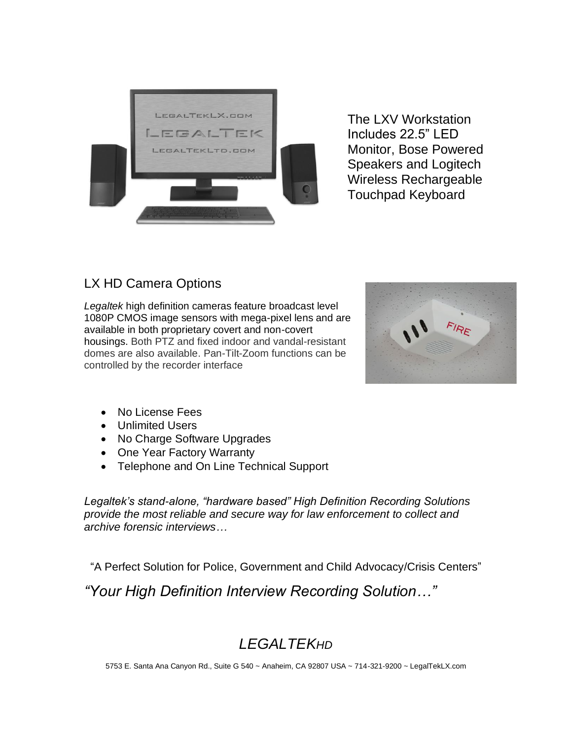The LXV Workstation Includes 22.5" LED Monitor, Bose Powered Speakers and Logitech Wireless Rechargeable Touchpad Keyboard

## LX HD Camera Options

*Legaltek* high definition cameras feature broadcast level 1080P CMOS image sensors with mega-pixel lens and are available in both proprietary covert and non-covert housings. Both PTZ and fixed indoor and vandal-resistant domes are also available. Pan-Tilt-Zoom functions can be controlled by the recorder interface

- No License Fees
- Unlimited Users
- No Charge Software Upgrades
- One Year Factory Warranty
- Telephone and On Line Technical Support

*Legaltek's stand-alone, "hardware based" High Definition Recording Solutions provide the most reliable and secure way for law enforcement to collect and archive forensic interviews…*

"A Perfect Solution for Police, Government and Child Advocacy/Crisis Centers"

*"Your High Definition Interview Recording Solution…"*

*LEGALTEKHD*

5753 E. Santa Ana Canyon Rd., Suite G 540 ~ Anaheim, CA 92807 USA ~ 714-321-9200 ~ LegalTekLX.com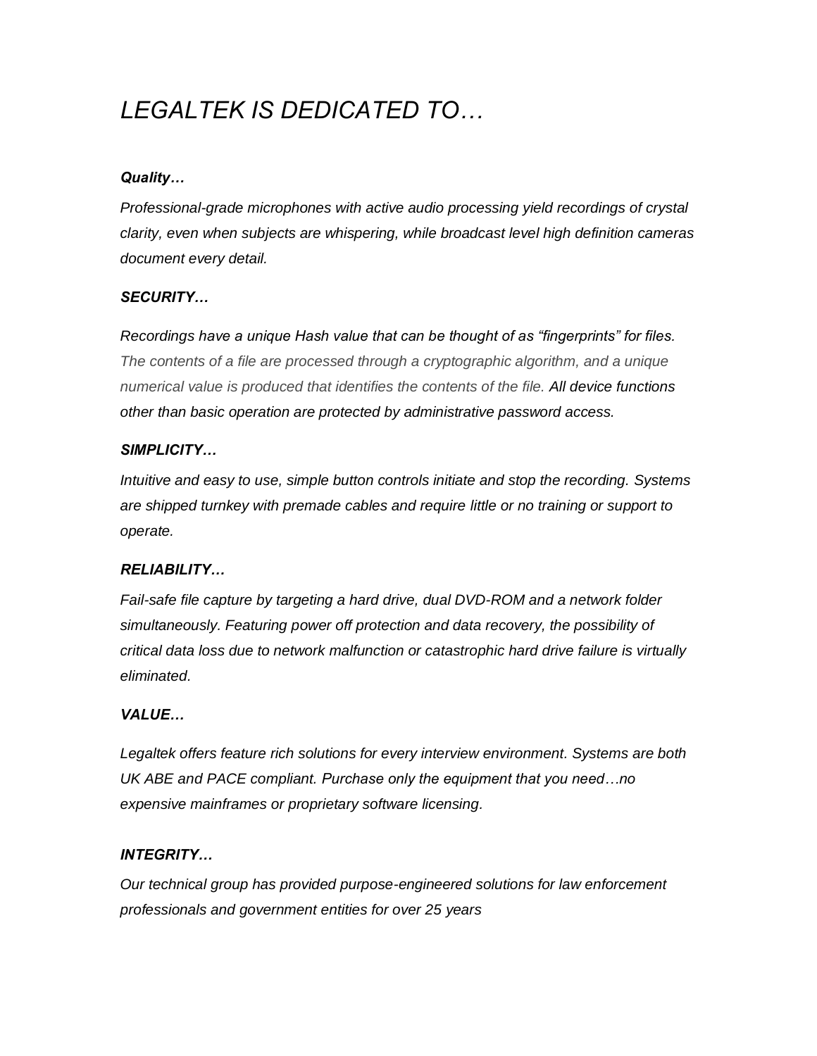# *LEGALTEK IS DEDICATED TO…*

***Quality…***

*Professional-grade microphones with active audio processing yield recordings of crystal clarity, even when subjects are whispering, while broadcast level high definition cameras document every detail.*

***SECURITY…***

*Recordings have a unique Hash value that can be thought of as "fingerprints" for files. The contents of a file are processed through a cryptographic algorithm, and a unique numerical value is produced that identifies the contents of the file. All device functions other than basic operation are protected by administrative password access.*

***SIMPLICITY…***

*Intuitive and easy to use, simple button controls initiate and stop the recording. Systems are shipped turnkey with premade cables and require little or no training or support to operate.*

***RELIABILITY…***

*Fail-safe file capture by targeting a hard drive, dual DVD-ROM and a network folder simultaneously. Featuring power off protection and data recovery, the possibility of critical data loss due to network malfunction or catastrophic hard drive failure is virtually eliminated.*

***VALUE…***

*Legaltek offers feature rich solutions for every interview environment. Systems are both UK ABE and PACE compliant. Purchase only the equipment that you need…no expensive mainframes or proprietary software licensing.*

***INTEGRITY…***

*Our technical group has provided purpose-engineered solutions for law enforcement professionals and government entities for over 25 years*